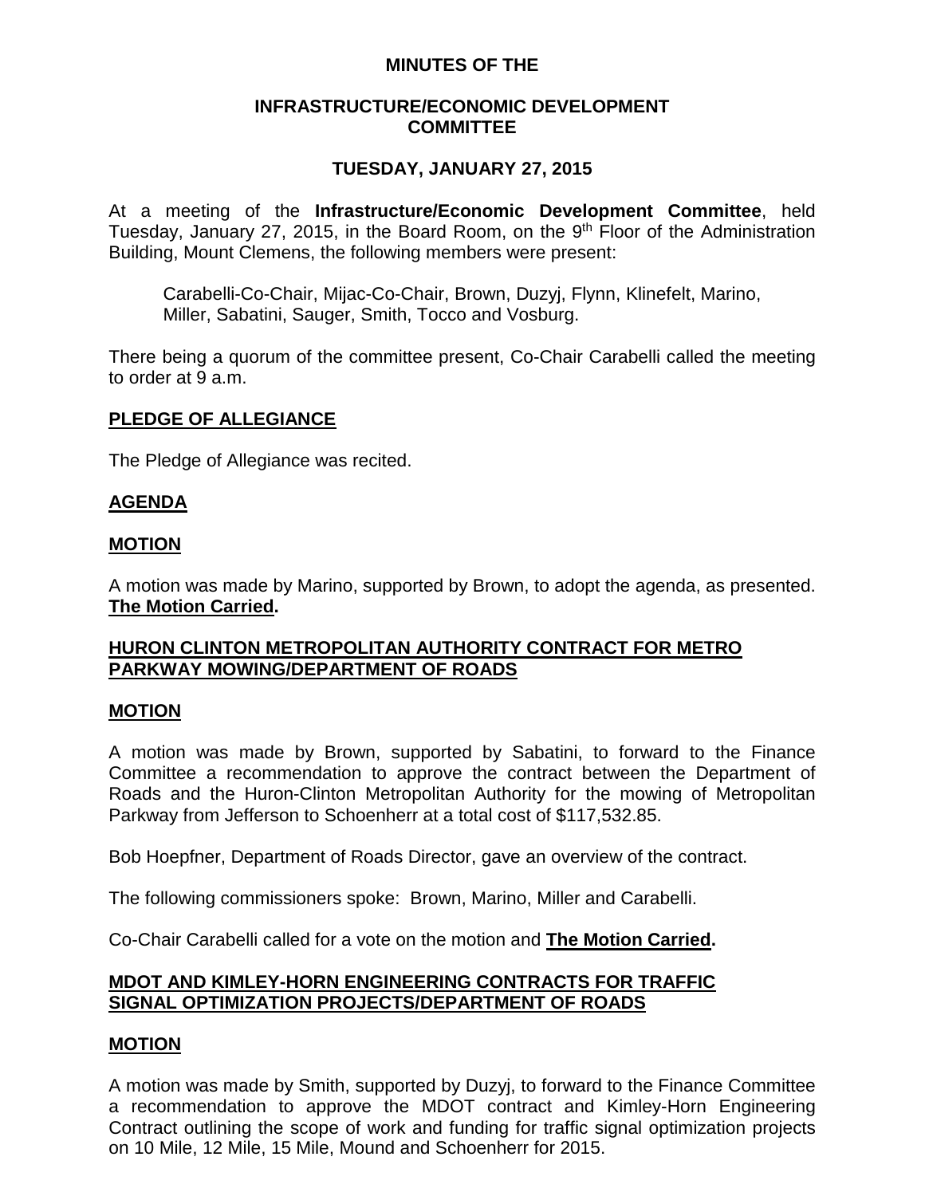# MINUTES OF THE

## INFRASTRUCTURE/ECONOMIC DEVELOPMENT COMMITTEE

## TUESDAY, JANUARY 27, 2015

At a meeting of the **Infrastructure/Economic Development Committee**, held Tuesday, January 27, 2015, in the Board Room, on the 9th Floor of the Administration Building, Mount Clemens, the following members were present:

Carabelli-Co-Chair, Mijac-Co-Chair, Brown, Duzyj, Flynn, Klinefelt, Marino, Miller, Sabatini, Sauger, Smith, Tocco and Vosburg.

There being a quorum of the committee present, Co-Chair Carabelli called the meeting to order at 9 a.m.

### PLEDGE OF ALLEGIANCE

The Pledge of Allegiance was recited.

### AGENDA

### MOTION

A motion was made by Marino, supported by Brown, to adopt the agenda, as presented. **The Motion Carried.**

### HURON CLINTON METROPOLITAN AUTHORITY CONTRACT FOR METRO PARKWAY MOWING/DEPARTMENT OF ROADS

### MOTION

A motion was made by Brown, supported by Sabatini, to forward to the Finance Committee a recommendation to approve the contract between the Department of Roads and the Huron-Clinton Metropolitan Authority for the mowing of Metropolitan Parkway from Jefferson to Schoenherr at a total cost of $117,532.85.

Bob Hoepfner, Department of Roads Director, gave an overview of the contract.

The following commissioners spoke: Brown, Marino, Miller and Carabelli.

Co-Chair Carabelli called for a vote on the motion and **The Motion Carried.**

### MDOT AND KIMLEY-HORN ENGINEERING CONTRACTS FOR TRAFFIC SIGNAL OPTIMIZATION PROJECTS/DEPARTMENT OF ROADS

### MOTION

A motion was made by Smith, supported by Duzyj, to forward to the Finance Committee a recommendation to approve the MDOT contract and Kimley-Horn Engineering Contract outlining the scope of work and funding for traffic signal optimization projects on 10 Mile, 12 Mile, 15 Mile, Mound and Schoenherr for 2015.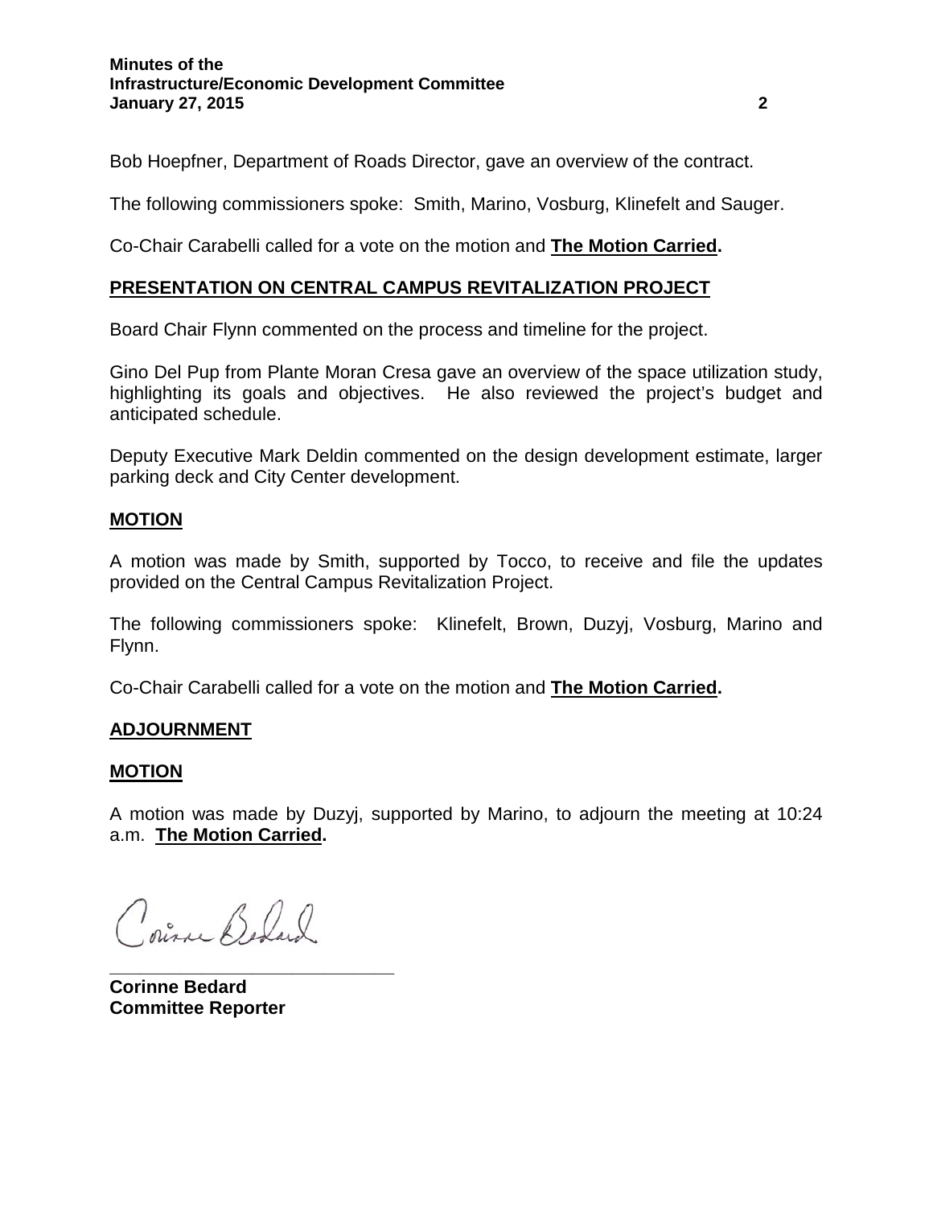Bob Hoepfner, Department of Roads Director, gave an overview of the contract.

The following commissioners spoke: Smith, Marino, Vosburg, Klinefelt and Sauger.

Co-Chair Carabelli called for a vote on the motion and **The Motion Carried.**

## PRESENTATION ON CENTRAL CAMPUS REVITALIZATION PROJECT

Board Chair Flynn commented on the process and timeline for the project.

Gino Del Pup from Plante Moran Cresa gave an overview of the space utilization study, highlighting its goals and objectives. He also reviewed the project's budget and anticipated schedule.

Deputy Executive Mark Deldin commented on the design development estimate, larger parking deck and City Center development.

## MOTION

A motion was made by Smith, supported by Tocco, to receive and file the updates provided on the Central Campus Revitalization Project.

The following commissioners spoke: Klinefelt, Brown, Duzyj, Vosburg, Marino and Flynn.

Co-Chair Carabelli called for a vote on the motion and **The Motion Carried.**

## ADJOURNMENT

## MOTION

A motion was made by Duzyj, supported by Marino, to adjourn the meeting at 10:24 a.m. **The Motion Carried.**

Corinne Bedard

\_\_\_\_\_\_\_\_\_\_\_\_\_\_\_\_\_\_\_\_\_\_\_\_\_\_\_\_

**Corinne Bedard**
**Committee Reporter**